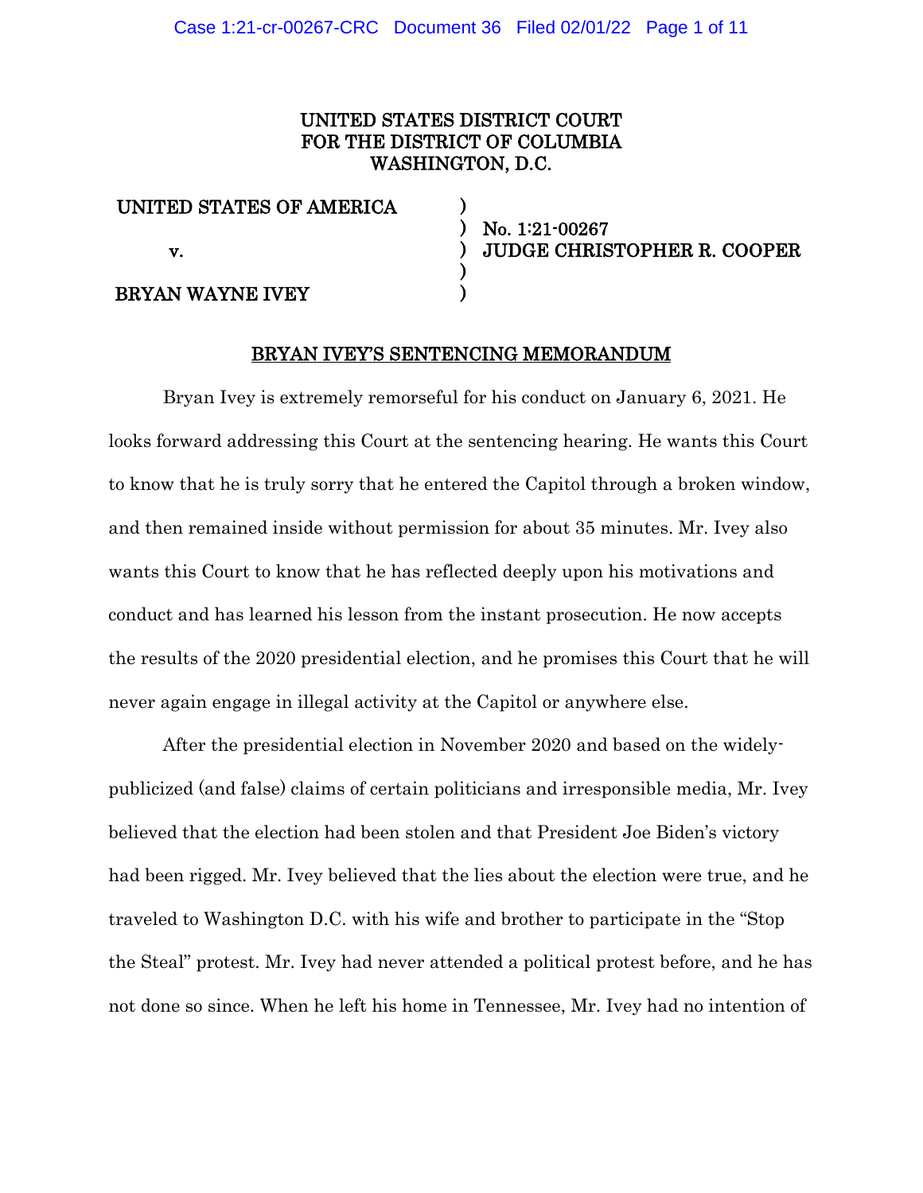UNITED STATES DISTRICT COURT
FOR THE DISTRICT OF COLUMBIA
WASHINGTON, D.C.

| | | |
|---|---|---|
| UNITED STATES OF AMERICA | ) | |
| | ) | No. 1:21-00267 |
| v. | ) | JUDGE CHRISTOPHER R. COOPER |
| | ) | |
| BRYAN WAYNE IVEY | ) | |

## BRYAN IVEY'S SENTENCING MEMORANDUM

Bryan Ivey is extremely remorseful for his conduct on January 6, 2021. He looks forward addressing this Court at the sentencing hearing. He wants this Court to know that he is truly sorry that he entered the Capitol through a broken window, and then remained inside without permission for about 35 minutes. Mr. Ivey also wants this Court to know that he has reflected deeply upon his motivations and conduct and has learned his lesson from the instant prosecution. He now accepts the results of the 2020 presidential election, and he promises this Court that he will never again engage in illegal activity at the Capitol or anywhere else.

After the presidential election in November 2020 and based on the widely-publicized (and false) claims of certain politicians and irresponsible media, Mr. Ivey believed that the election had been stolen and that President Joe Biden's victory had been rigged. Mr. Ivey believed that the lies about the election were true, and he traveled to Washington D.C. with his wife and brother to participate in the "Stop the Steal" protest. Mr. Ivey had never attended a political protest before, and he has not done so since. When he left his home in Tennessee, Mr. Ivey had no intention of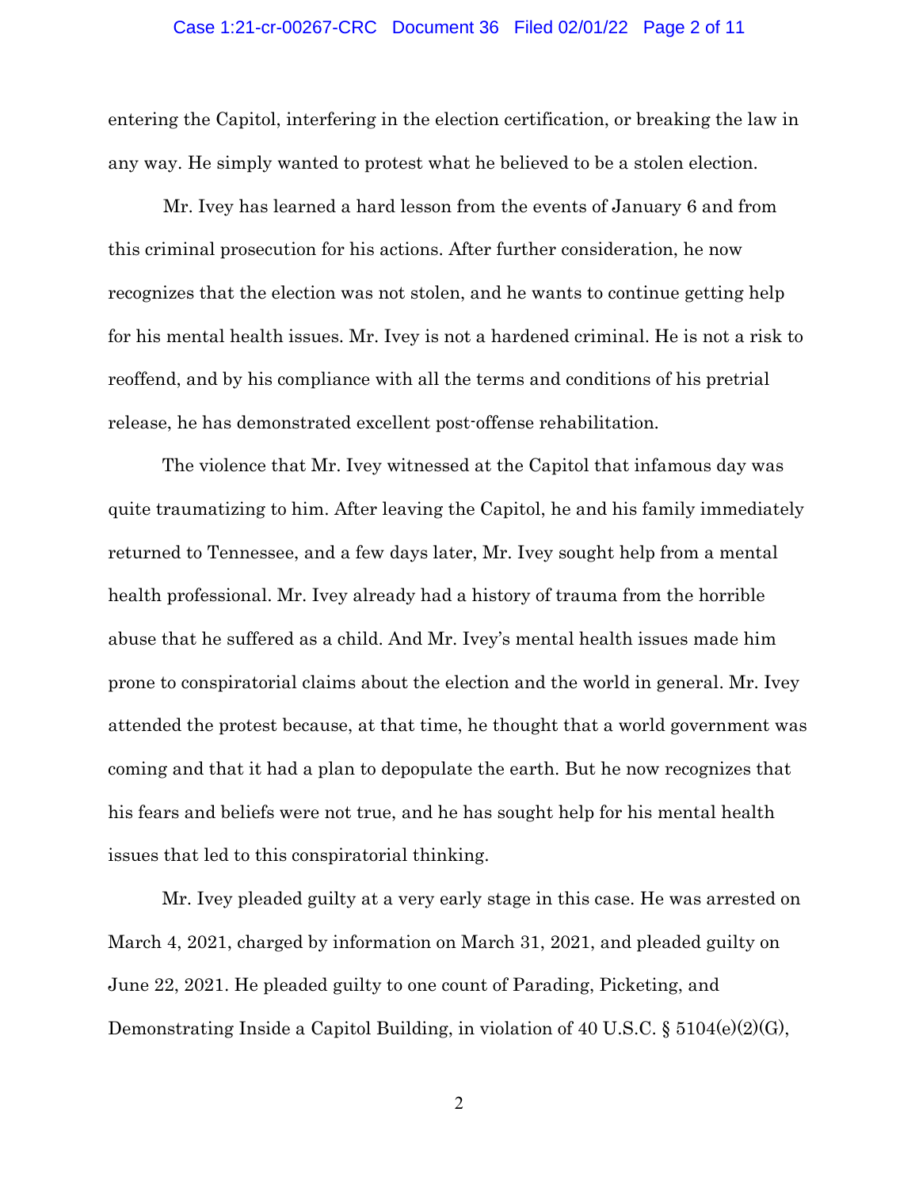entering the Capitol, interfering in the election certification, or breaking the law in any way. He simply wanted to protest what he believed to be a stolen election.

Mr. Ivey has learned a hard lesson from the events of January 6 and from this criminal prosecution for his actions. After further consideration, he now recognizes that the election was not stolen, and he wants to continue getting help for his mental health issues. Mr. Ivey is not a hardened criminal. He is not a risk to reoffend, and by his compliance with all the terms and conditions of his pretrial release, he has demonstrated excellent post-offense rehabilitation.

The violence that Mr. Ivey witnessed at the Capitol that infamous day was quite traumatizing to him. After leaving the Capitol, he and his family immediately returned to Tennessee, and a few days later, Mr. Ivey sought help from a mental health professional. Mr. Ivey already had a history of trauma from the horrible abuse that he suffered as a child. And Mr. Ivey's mental health issues made him prone to conspiratorial claims about the election and the world in general. Mr. Ivey attended the protest because, at that time, he thought that a world government was coming and that it had a plan to depopulate the earth. But he now recognizes that his fears and beliefs were not true, and he has sought help for his mental health issues that led to this conspiratorial thinking.

Mr. Ivey pleaded guilty at a very early stage in this case. He was arrested on March 4, 2021, charged by information on March 31, 2021, and pleaded guilty on June 22, 2021. He pleaded guilty to one count of Parading, Picketing, and Demonstrating Inside a Capitol Building, in violation of 40 U.S.C. § 5104(e)(2)(G),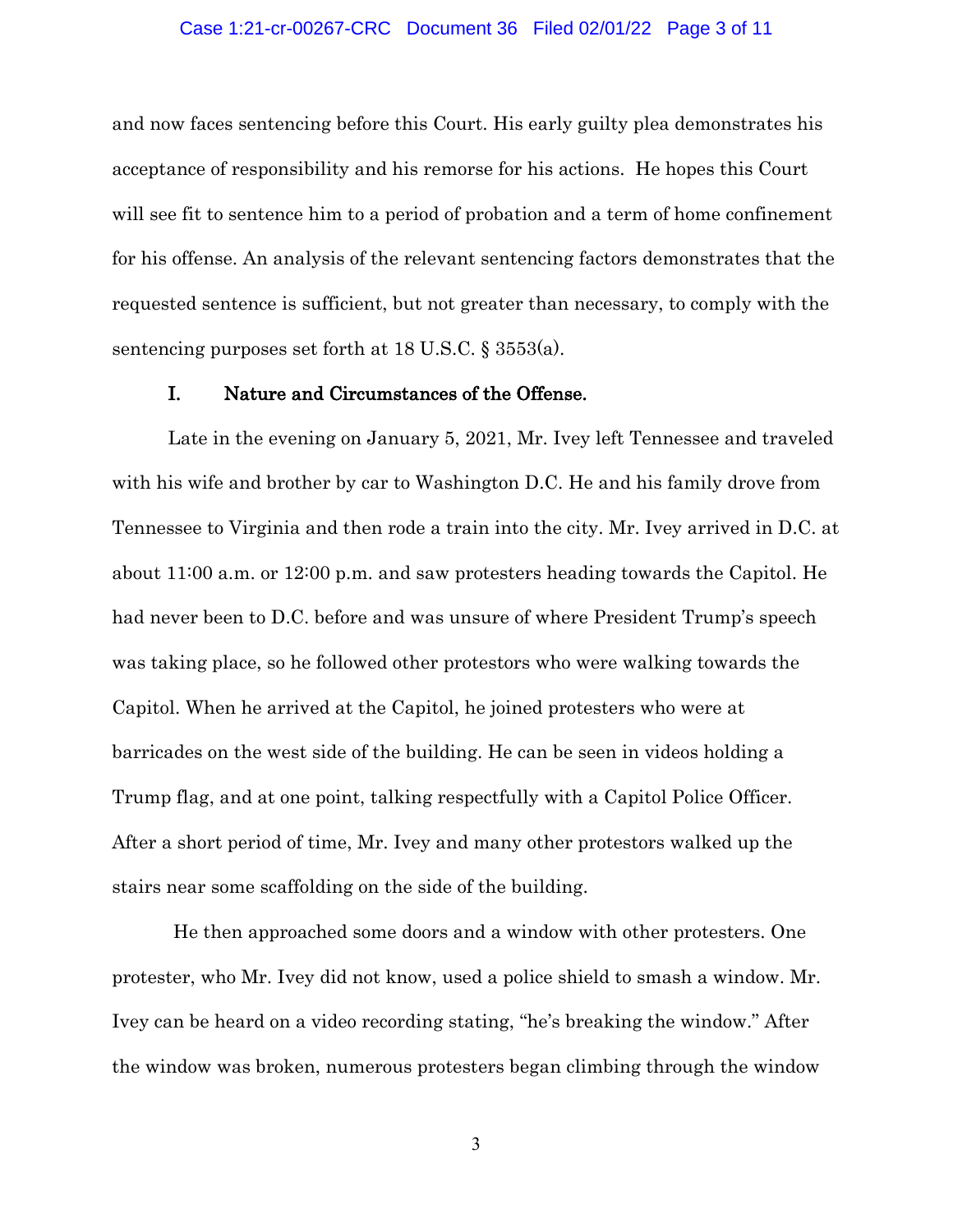and now faces sentencing before this Court. His early guilty plea demonstrates his acceptance of responsibility and his remorse for his actions. He hopes this Court will see fit to sentence him to a period of probation and a term of home confinement for his offense. An analysis of the relevant sentencing factors demonstrates that the requested sentence is sufficient, but not greater than necessary, to comply with the sentencing purposes set forth at 18 U.S.C. § 3553(a).

## I. Nature and Circumstances of the Offense.

Late in the evening on January 5, 2021, Mr. Ivey left Tennessee and traveled with his wife and brother by car to Washington D.C. He and his family drove from Tennessee to Virginia and then rode a train into the city. Mr. Ivey arrived in D.C. at about 11:00 a.m. or 12:00 p.m. and saw protesters heading towards the Capitol. He had never been to D.C. before and was unsure of where President Trump's speech was taking place, so he followed other protestors who were walking towards the Capitol. When he arrived at the Capitol, he joined protesters who were at barricades on the west side of the building. He can be seen in videos holding a Trump flag, and at one point, talking respectfully with a Capitol Police Officer. After a short period of time, Mr. Ivey and many other protestors walked up the stairs near some scaffolding on the side of the building.

He then approached some doors and a window with other protesters. One protester, who Mr. Ivey did not know, used a police shield to smash a window. Mr. Ivey can be heard on a video recording stating, "he's breaking the window." After the window was broken, numerous protesters began climbing through the window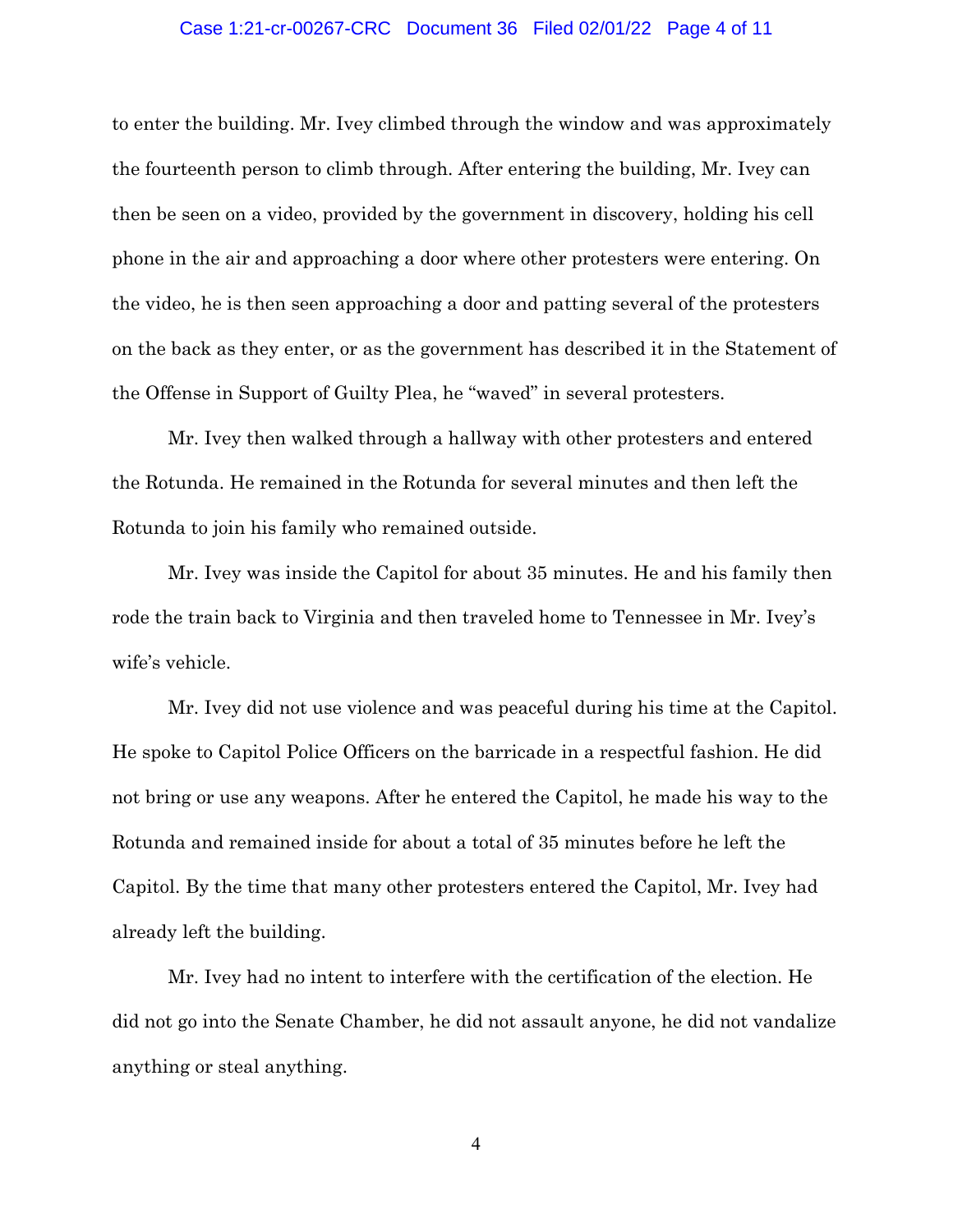to enter the building. Mr. Ivey climbed through the window and was approximately the fourteenth person to climb through. After entering the building, Mr. Ivey can then be seen on a video, provided by the government in discovery, holding his cell phone in the air and approaching a door where other protesters were entering. On the video, he is then seen approaching a door and patting several of the protesters on the back as they enter, or as the government has described it in the Statement of the Offense in Support of Guilty Plea, he "waved" in several protesters.

Mr. Ivey then walked through a hallway with other protesters and entered the Rotunda. He remained in the Rotunda for several minutes and then left the Rotunda to join his family who remained outside.

Mr. Ivey was inside the Capitol for about 35 minutes. He and his family then rode the train back to Virginia and then traveled home to Tennessee in Mr. Ivey's wife's vehicle.

Mr. Ivey did not use violence and was peaceful during his time at the Capitol. He spoke to Capitol Police Officers on the barricade in a respectful fashion. He did not bring or use any weapons. After he entered the Capitol, he made his way to the Rotunda and remained inside for about a total of 35 minutes before he left the Capitol. By the time that many other protesters entered the Capitol, Mr. Ivey had already left the building.

Mr. Ivey had no intent to interfere with the certification of the election. He did not go into the Senate Chamber, he did not assault anyone, he did not vandalize anything or steal anything.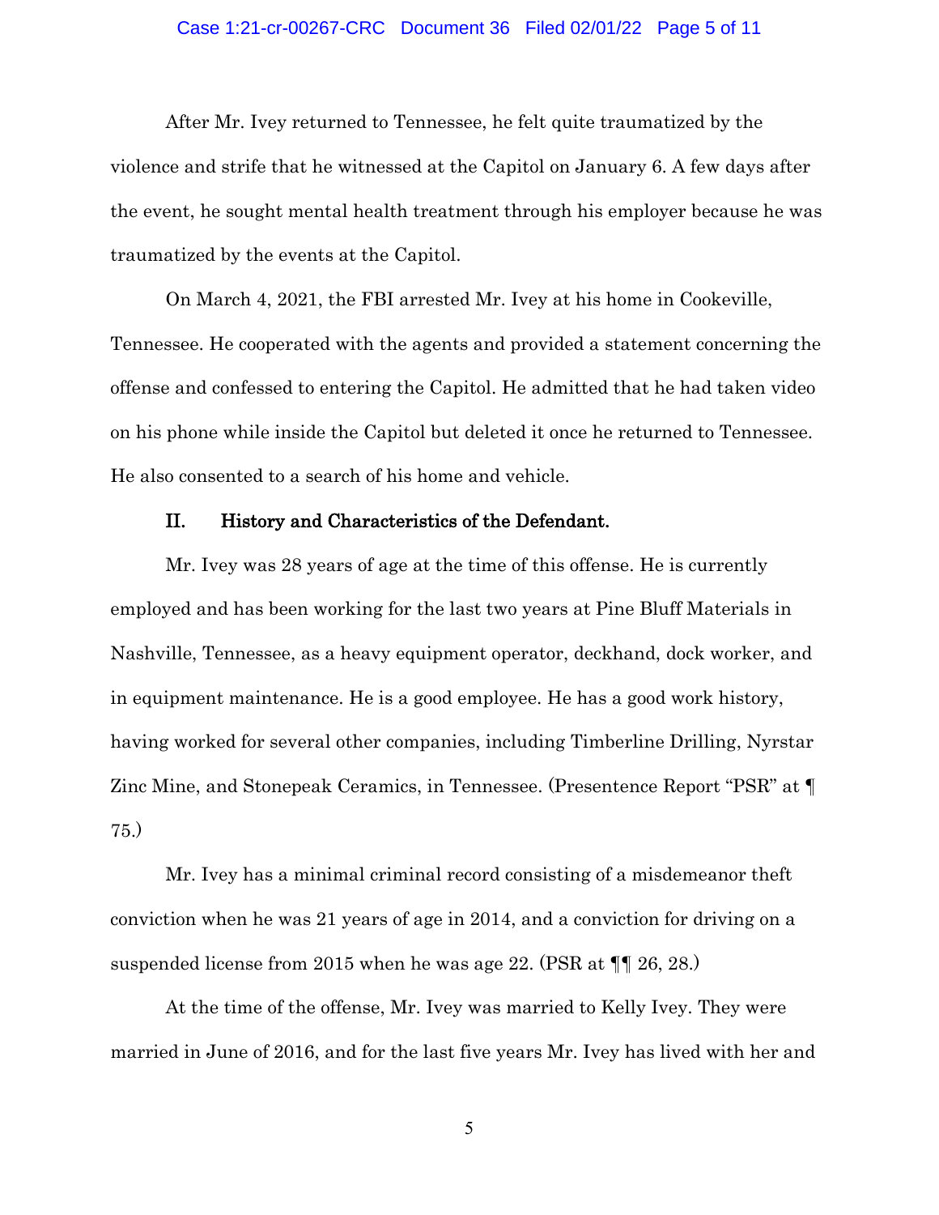After Mr. Ivey returned to Tennessee, he felt quite traumatized by the violence and strife that he witnessed at the Capitol on January 6. A few days after the event, he sought mental health treatment through his employer because he was traumatized by the events at the Capitol.

On March 4, 2021, the FBI arrested Mr. Ivey at his home in Cookeville, Tennessee. He cooperated with the agents and provided a statement concerning the offense and confessed to entering the Capitol. He admitted that he had taken video on his phone while inside the Capitol but deleted it once he returned to Tennessee. He also consented to a search of his home and vehicle.

## II. History and Characteristics of the Defendant.

Mr. Ivey was 28 years of age at the time of this offense. He is currently employed and has been working for the last two years at Pine Bluff Materials in Nashville, Tennessee, as a heavy equipment operator, deckhand, dock worker, and in equipment maintenance. He is a good employee. He has a good work history, having worked for several other companies, including Timberline Drilling, Nyrstar Zinc Mine, and Stonepeak Ceramics, in Tennessee. (Presentence Report "PSR" at ¶ 75.)

Mr. Ivey has a minimal criminal record consisting of a misdemeanor theft conviction when he was 21 years of age in 2014, and a conviction for driving on a suspended license from 2015 when he was age 22. (PSR at ¶¶ 26, 28.)

At the time of the offense, Mr. Ivey was married to Kelly Ivey. They were married in June of 2016, and for the last five years Mr. Ivey has lived with her and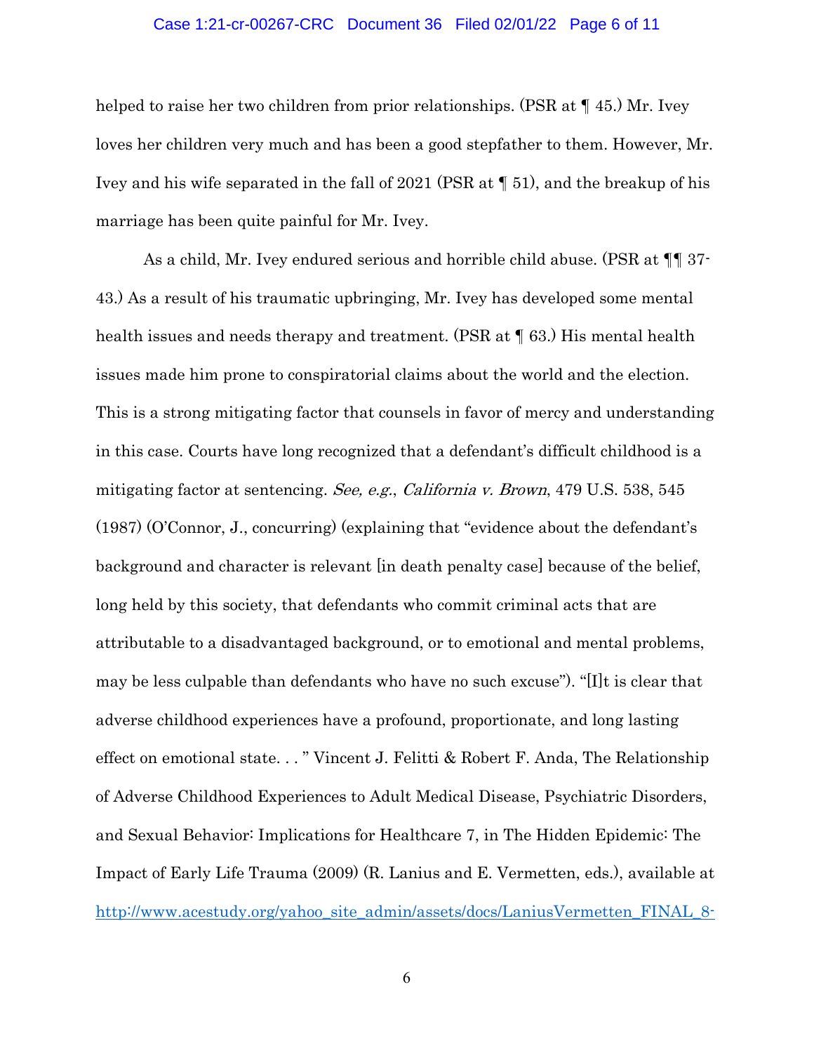helped to raise her two children from prior relationships. (PSR at ¶ 45.) Mr. Ivey loves her children very much and has been a good stepfather to them. However, Mr. Ivey and his wife separated in the fall of 2021 (PSR at ¶ 51), and the breakup of his marriage has been quite painful for Mr. Ivey.

As a child, Mr. Ivey endured serious and horrible child abuse. (PSR at ¶¶ 37-43.) As a result of his traumatic upbringing, Mr. Ivey has developed some mental health issues and needs therapy and treatment. (PSR at ¶ 63.) His mental health issues made him prone to conspiratorial claims about the world and the election. This is a strong mitigating factor that counsels in favor of mercy and understanding in this case. Courts have long recognized that a defendant's difficult childhood is a mitigating factor at sentencing. *See, e.g.*, *California v. Brown*, 479 U.S. 538, 545 (1987) (O'Connor, J., concurring) (explaining that "evidence about the defendant's background and character is relevant [in death penalty case] because of the belief, long held by this society, that defendants who commit criminal acts that are attributable to a disadvantaged background, or to emotional and mental problems, may be less culpable than defendants who have no such excuse"). "[I]t is clear that adverse childhood experiences have a profound, proportionate, and long lasting effect on emotional state. . . " Vincent J. Felitti & Robert F. Anda, The Relationship of Adverse Childhood Experiences to Adult Medical Disease, Psychiatric Disorders, and Sexual Behavior: Implications for Healthcare 7, in The Hidden Epidemic: The Impact of Early Life Trauma (2009) (R. Lanius and E. Vermetten, eds.), available at http://www.acestudy.org/yahoo_site_admin/assets/docs/LaniusVermetten_FINAL_8-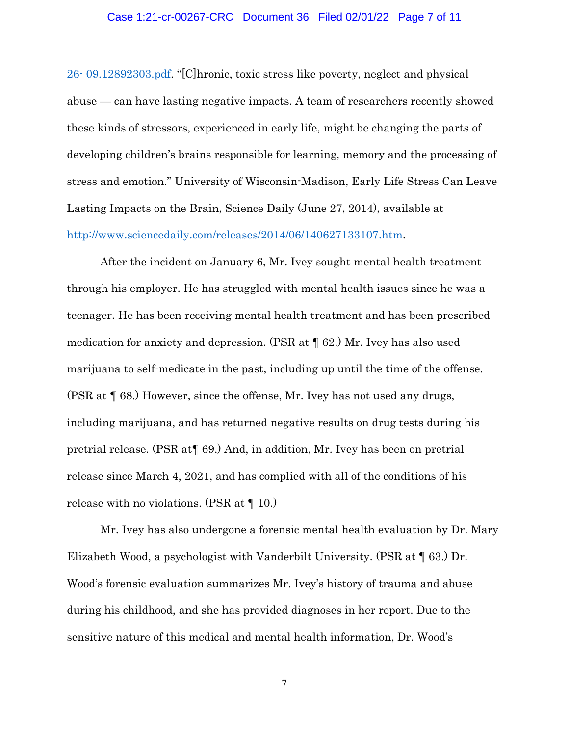26- 09.12892303.pdf. "[C]hronic, toxic stress like poverty, neglect and physical abuse — can have lasting negative impacts. A team of researchers recently showed these kinds of stressors, experienced in early life, might be changing the parts of developing children's brains responsible for learning, memory and the processing of stress and emotion." University of Wisconsin-Madison, Early Life Stress Can Leave Lasting Impacts on the Brain, Science Daily (June 27, 2014), available at http://www.sciencedaily.com/releases/2014/06/140627133107.htm.

After the incident on January 6, Mr. Ivey sought mental health treatment through his employer. He has struggled with mental health issues since he was a teenager. He has been receiving mental health treatment and has been prescribed medication for anxiety and depression. (PSR at ¶ 62.) Mr. Ivey has also used marijuana to self-medicate in the past, including up until the time of the offense. (PSR at ¶ 68.) However, since the offense, Mr. Ivey has not used any drugs, including marijuana, and has returned negative results on drug tests during his pretrial release. (PSR at¶ 69.) And, in addition, Mr. Ivey has been on pretrial release since March 4, 2021, and has complied with all of the conditions of his release with no violations. (PSR at ¶ 10.)

Mr. Ivey has also undergone a forensic mental health evaluation by Dr. Mary Elizabeth Wood, a psychologist with Vanderbilt University. (PSR at ¶ 63.) Dr. Wood's forensic evaluation summarizes Mr. Ivey's history of trauma and abuse during his childhood, and she has provided diagnoses in her report. Due to the sensitive nature of this medical and mental health information, Dr. Wood's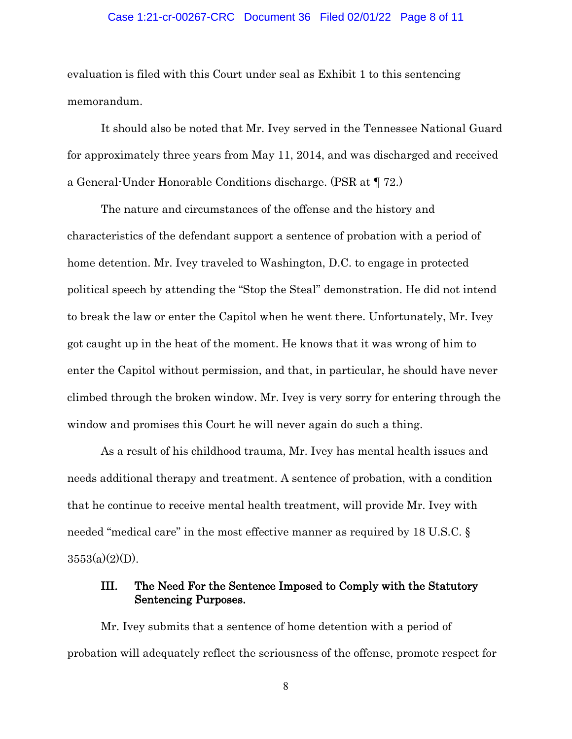evaluation is filed with this Court under seal as Exhibit 1 to this sentencing memorandum.

It should also be noted that Mr. Ivey served in the Tennessee National Guard for approximately three years from May 11, 2014, and was discharged and received a General-Under Honorable Conditions discharge. (PSR at ¶ 72.)

The nature and circumstances of the offense and the history and characteristics of the defendant support a sentence of probation with a period of home detention. Mr. Ivey traveled to Washington, D.C. to engage in protected political speech by attending the "Stop the Steal" demonstration. He did not intend to break the law or enter the Capitol when he went there. Unfortunately, Mr. Ivey got caught up in the heat of the moment. He knows that it was wrong of him to enter the Capitol without permission, and that, in particular, he should have never climbed through the broken window. Mr. Ivey is very sorry for entering through the window and promises this Court he will never again do such a thing.

As a result of his childhood trauma, Mr. Ivey has mental health issues and needs additional therapy and treatment. A sentence of probation, with a condition that he continue to receive mental health treatment, will provide Mr. Ivey with needed "medical care" in the most effective manner as required by 18 U.S.C. § 3553(a)(2)(D).

## III. The Need For the Sentence Imposed to Comply with the Statutory Sentencing Purposes.

Mr. Ivey submits that a sentence of home detention with a period of probation will adequately reflect the seriousness of the offense, promote respect for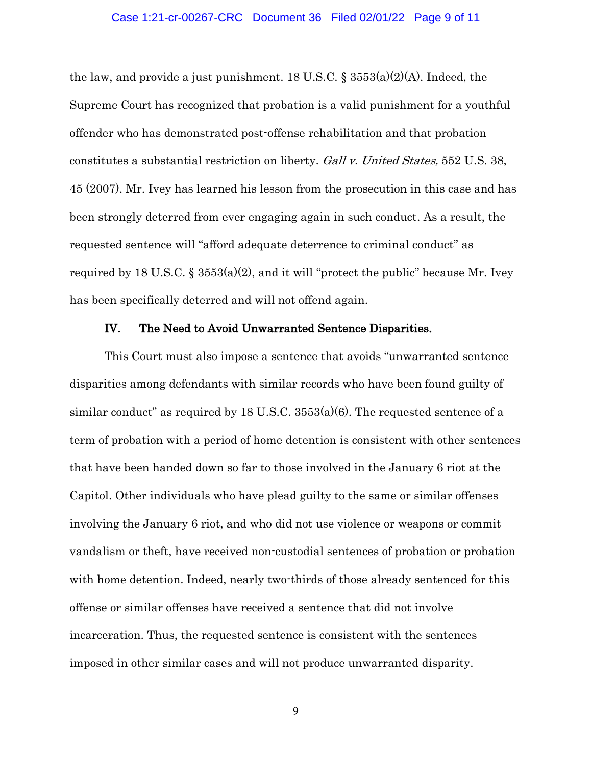the law, and provide a just punishment. 18 U.S.C. § 3553(a)(2)(A). Indeed, the Supreme Court has recognized that probation is a valid punishment for a youthful offender who has demonstrated post-offense rehabilitation and that probation constitutes a substantial restriction on liberty. *Gall v. United States,* 552 U.S. 38, 45 (2007). Mr. Ivey has learned his lesson from the prosecution in this case and has been strongly deterred from ever engaging again in such conduct. As a result, the requested sentence will "afford adequate deterrence to criminal conduct" as required by 18 U.S.C. § 3553(a)(2), and it will "protect the public" because Mr. Ivey has been specifically deterred and will not offend again.

## IV. The Need to Avoid Unwarranted Sentence Disparities.

This Court must also impose a sentence that avoids "unwarranted sentence disparities among defendants with similar records who have been found guilty of similar conduct" as required by 18 U.S.C. 3553(a)(6). The requested sentence of a term of probation with a period of home detention is consistent with other sentences that have been handed down so far to those involved in the January 6 riot at the Capitol. Other individuals who have plead guilty to the same or similar offenses involving the January 6 riot, and who did not use violence or weapons or commit vandalism or theft, have received non-custodial sentences of probation or probation with home detention. Indeed, nearly two-thirds of those already sentenced for this offense or similar offenses have received a sentence that did not involve incarceration. Thus, the requested sentence is consistent with the sentences imposed in other similar cases and will not produce unwarranted disparity.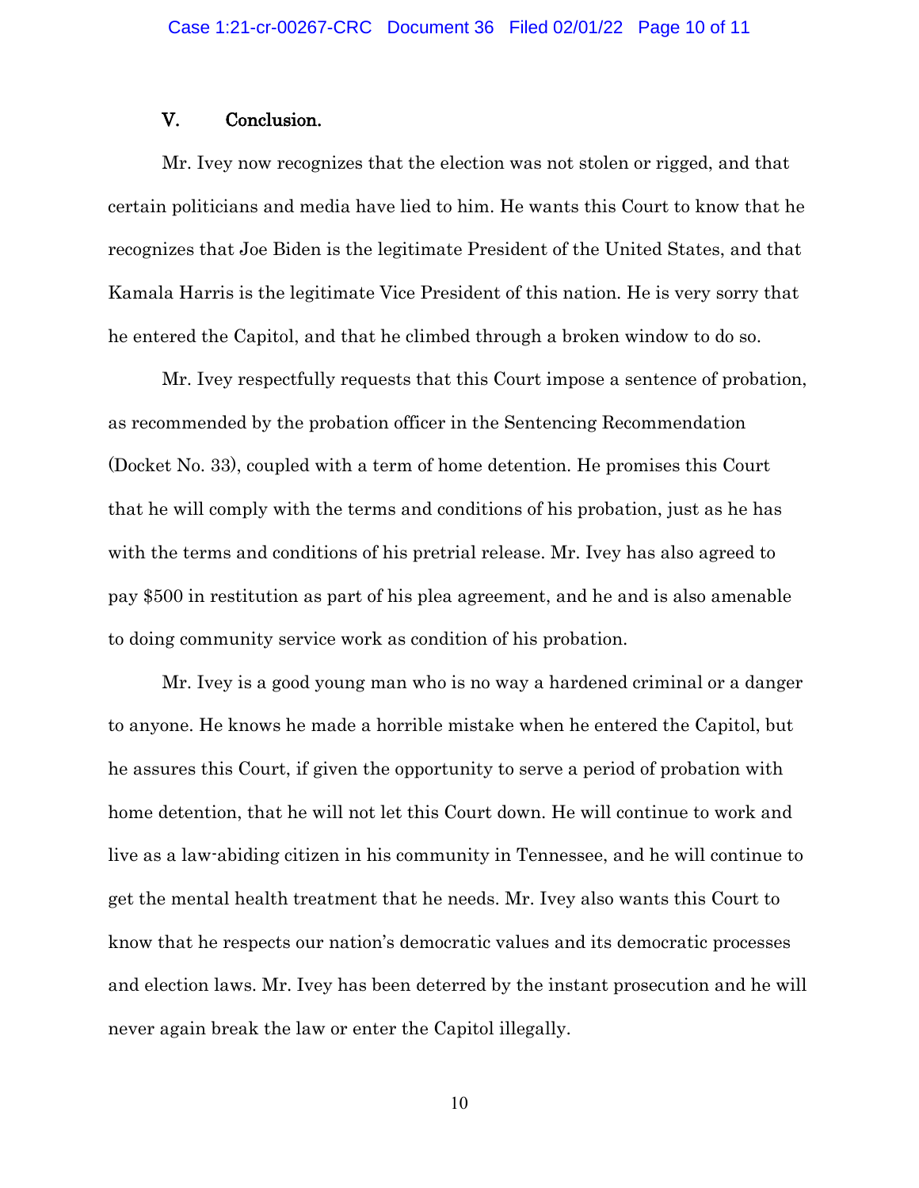## V. Conclusion.

Mr. Ivey now recognizes that the election was not stolen or rigged, and that certain politicians and media have lied to him. He wants this Court to know that he recognizes that Joe Biden is the legitimate President of the United States, and that Kamala Harris is the legitimate Vice President of this nation. He is very sorry that he entered the Capitol, and that he climbed through a broken window to do so.

Mr. Ivey respectfully requests that this Court impose a sentence of probation, as recommended by the probation officer in the Sentencing Recommendation (Docket No. 33), coupled with a term of home detention. He promises this Court that he will comply with the terms and conditions of his probation, just as he has with the terms and conditions of his pretrial release. Mr. Ivey has also agreed to pay $500 in restitution as part of his plea agreement, and he and is also amenable to doing community service work as condition of his probation.

Mr. Ivey is a good young man who is no way a hardened criminal or a danger to anyone. He knows he made a horrible mistake when he entered the Capitol, but he assures this Court, if given the opportunity to serve a period of probation with home detention, that he will not let this Court down. He will continue to work and live as a law-abiding citizen in his community in Tennessee, and he will continue to get the mental health treatment that he needs. Mr. Ivey also wants this Court to know that he respects our nation's democratic values and its democratic processes and election laws. Mr. Ivey has been deterred by the instant prosecution and he will never again break the law or enter the Capitol illegally.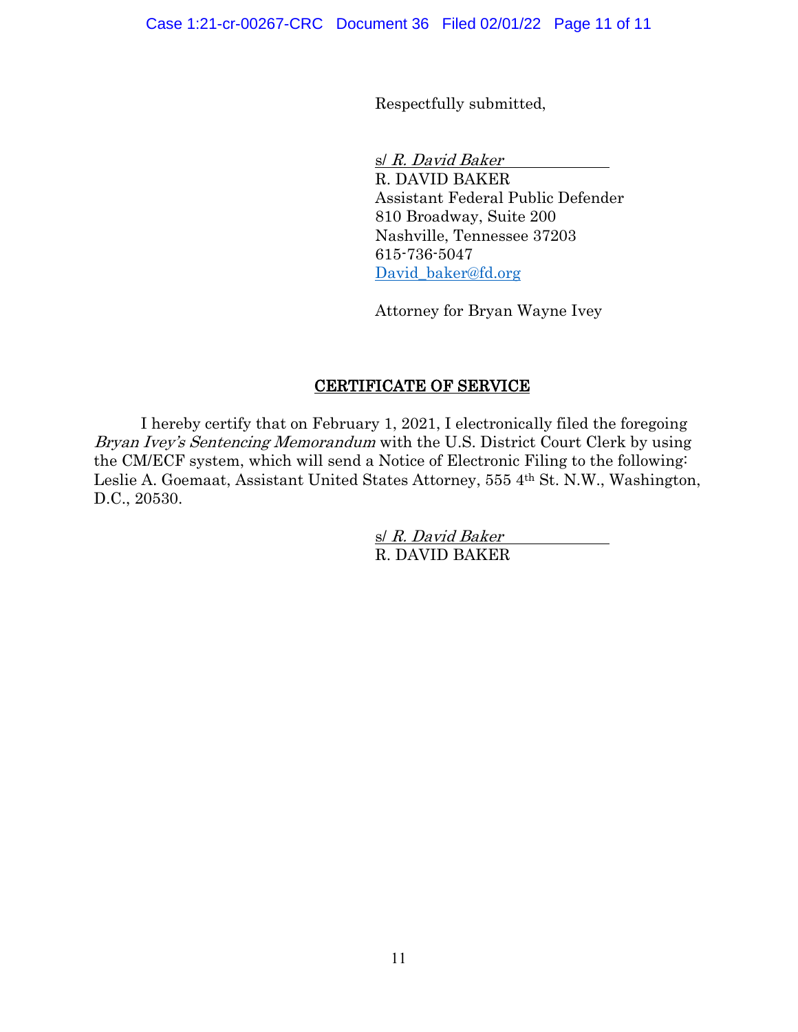Respectfully submitted,

s/ *R. David Baker*
R. DAVID BAKER
Assistant Federal Public Defender
810 Broadway, Suite 200
Nashville, Tennessee 37203
615-736-5047
David_baker@fd.org

Attorney for Bryan Wayne Ivey

## CERTIFICATE OF SERVICE

I hereby certify that on February 1, 2021, I electronically filed the foregoing *Bryan Ivey's Sentencing Memorandum* with the U.S. District Court Clerk by using the CM/ECF system, which will send a Notice of Electronic Filing to the following: Leslie A. Goemaat, Assistant United States Attorney, 555 4th St. N.W., Washington, D.C., 20530.

s/ *R. David Baker*
R. DAVID BAKER